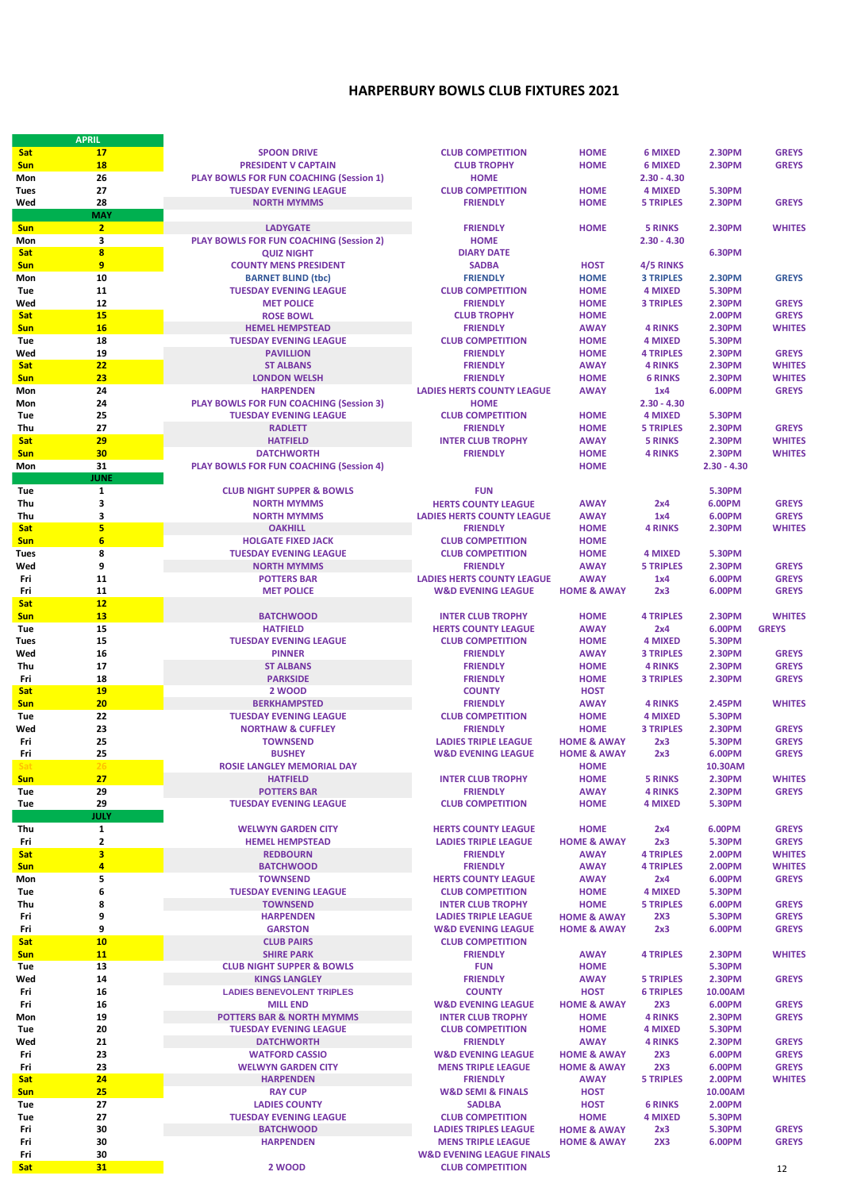# HARPERBURY BOWLS CLUB FIXTURES 2021

| Day | Date | Fixture | Type | Venue | Format | Time | Dress |
|---|---|---|---|---|---|---|---|
| **APRIL** | | | | | | | |
| Sat | 17 | SPOON DRIVE | CLUB COMPETITION | HOME | 6 MIXED | 2.30PM | GREYS |
| Sun | 18 | PRESIDENT V CAPTAIN | CLUB TROPHY | HOME | 6 MIXED | 2.30PM | GREYS |
| Mon | 26 | PLAY BOWLS FOR FUN COACHING (Session 1) | HOME | | 2.30 - 4.30 | | |
| Tues | 27 | TUESDAY EVENING LEAGUE | CLUB COMPETITION | HOME | 4 MIXED | 5.30PM | |
| Wed | 28 | NORTH MYMMS | FRIENDLY | HOME | 5 TRIPLES | 2.30PM | GREYS |
| **MAY** | | | | | | | |
| Sun | 2 | LADYGATE | FRIENDLY | HOME | 5 RINKS | 2.30PM | WHITES |
| Mon | 3 | PLAY BOWLS FOR FUN COACHING (Session 2) | HOME | | 2.30 - 4.30 | | |
| Sat | 8 | QUIZ NIGHT | DIARY DATE | | | 6.30PM | |
| Sun | 9 | COUNTY MENS PRESIDENT | SADBA | HOST | 4/5 RINKS | | |
| Mon | 10 | BARNET BLIND (tbc) | FRIENDLY | HOME | 3 TRIPLES | 2.30PM | GREYS |
| Tue | 11 | TUESDAY EVENING LEAGUE | CLUB COMPETITION | HOME | 4 MIXED | 5.30PM | |
| Wed | 12 | MET POLICE | FRIENDLY | HOME | 3 TRIPLES | 2.30PM | GREYS |
| Sat | 15 | ROSE BOWL | CLUB TROPHY | HOME | | 2.00PM | GREYS |
| Sun | 16 | HEMEL HEMPSTEAD | FRIENDLY | AWAY | 4 RINKS | 2.30PM | WHITES |
| Tue | 18 | TUESDAY EVENING LEAGUE | CLUB COMPETITION | HOME | 4 MIXED | 5.30PM | |
| Wed | 19 | PAVILLION | FRIENDLY | HOME | 4 TRIPLES | 2.30PM | GREYS |
| Sat | 22 | ST ALBANS | FRIENDLY | AWAY | 4 RINKS | 2.30PM | WHITES |
| Sun | 23 | LONDON WELSH | FRIENDLY | HOME | 6 RINKS | 2.30PM | WHITES |
| Mon | 24 | HARPENDEN | LADIES HERTS COUNTY LEAGUE | AWAY | 1x4 | 6.00PM | GREYS |
| Mon | 24 | PLAY BOWLS FOR FUN COACHING (Session 3) | HOME | | 2.30 - 4.30 | | |
| Tue | 25 | TUESDAY EVENING LEAGUE | CLUB COMPETITION | HOME | 4 MIXED | 5.30PM | |
| Thu | 27 | RADLETT | FRIENDLY | HOME | 5 TRIPLES | 2.30PM | GREYS |
| Sat | 29 | HATFIELD | INTER CLUB TROPHY | AWAY | 5 RINKS | 2.30PM | WHITES |
| Sun | 30 | DATCHWORTH | FRIENDLY | HOME | 4 RINKS | 2.30PM | WHITES |
| Mon | 31 | PLAY BOWLS FOR FUN COACHING (Session 4) | | HOME | | 2.30 - 4.30 | |
| **JUNE** | | | | | | | |
| Tue | 1 | CLUB NIGHT SUPPER & BOWLS | FUN | | | 5.30PM | |
| Thu | 3 | NORTH MYMMS | HERTS COUNTY LEAGUE | AWAY | 2x4 | 6.00PM | GREYS |
| Thu | 3 | NORTH MYMMS | LADIES HERTS COUNTY LEAGUE | AWAY | 1x4 | 6.00PM | GREYS |
| Sat | 5 | OAKHILL | FRIENDLY | HOME | 4 RINKS | 2.30PM | WHITES |
| Sun | 6 | HOLGATE FIXED JACK | CLUB COMPETITION | HOME | | | |
| Tues | 8 | TUESDAY EVENING LEAGUE | CLUB COMPETITION | HOME | 4 MIXED | 5.30PM | |
| Wed | 9 | NORTH MYMMS | FRIENDLY | AWAY | 5 TRIPLES | 2.30PM | GREYS |
| Fri | 11 | POTTERS BAR | LADIES HERTS COUNTY LEAGUE | AWAY | 1x4 | 6.00PM | GREYS |
| Fri | 11 | MET POLICE | W&D EVENING LEAGUE | HOME & AWAY | 2x3 | 6.00PM | GREYS |
| Sat | 12 | | | | | | |
| Sun | 13 | BATCHWOOD | INTER CLUB TROPHY | HOME | 4 TRIPLES | 2.30PM | WHITES |
| Tue | 15 | HATFIELD | HERTS COUNTY LEAGUE | AWAY | 2x4 | 6.00PM | GREYS |
| Tues | 15 | TUESDAY EVENING LEAGUE | CLUB COMPETITION | HOME | 4 MIXED | 5.30PM | |
| Wed | 16 | PINNER | FRIENDLY | AWAY | 3 TRIPLES | 2.30PM | GREYS |
| Thu | 17 | ST ALBANS | FRIENDLY | HOME | 4 RINKS | 2.30PM | GREYS |
| Fri | 18 | PARKSIDE | FRIENDLY | HOME | 3 TRIPLES | 2.30PM | GREYS |
| Sat | 19 | 2 WOOD | COUNTY | HOST | | | |
| Sun | 20 | BERKHAMPSTED | FRIENDLY | AWAY | 4 RINKS | 2.45PM | WHITES |
| Tue | 22 | TUESDAY EVENING LEAGUE | CLUB COMPETITION | HOME | 4 MIXED | 5.30PM | |
| Wed | 23 | NORTHAW & CUFFLEY | FRIENDLY | HOME | 3 TRIPLES | 2.30PM | GREYS |
| Fri | 25 | TOWNSEND | LADIES TRIPLE LEAGUE | HOME & AWAY | 2x3 | 5.30PM | GREYS |
| Fri | 25 | BUSHEY | W&D EVENING LEAGUE | HOME & AWAY | 2x3 | 6.00PM | GREYS |
| Sat | 26 | ROSIE LANGLEY MEMORIAL DAY | | HOME | | 10.30AM | |
| Sun | 27 | HATFIELD | INTER CLUB TROPHY | HOME | 5 RINKS | 2.30PM | WHITES |
| Tue | 29 | POTTERS BAR | FRIENDLY | AWAY | 4 RINKS | 2.30PM | GREYS |
| Tue | 29 | TUESDAY EVENING LEAGUE | CLUB COMPETITION | HOME | 4 MIXED | 5.30PM | |
| **JULY** | | | | | | | |
| Thu | 1 | WELWYN GARDEN CITY | HERTS COUNTY LEAGUE | HOME | 2x4 | 6.00PM | GREYS |
| Fri | 2 | HEMEL HEMPSTEAD | LADIES TRIPLE LEAGUE | HOME & AWAY | 2x3 | 5.30PM | GREYS |
| Sat | 3 | REDBOURN | FRIENDLY | AWAY | 4 TRIPLES | 2.00PM | WHITES |
| Sun | 4 | BATCHWOOD | FRIENDLY | AWAY | 4 TRIPLES | 2.00PM | WHITES |
| Mon | 5 | TOWNSEND | HERTS COUNTY LEAGUE | AWAY | 2x4 | 6.00PM | GREYS |
| Tue | 6 | TUESDAY EVENING LEAGUE | CLUB COMPETITION | HOME | 4 MIXED | 5.30PM | |
| Thu | 8 | TOWNSEND | INTER CLUB TROPHY | HOME | 5 TRIPLES | 6.00PM | GREYS |
| Fri | 9 | HARPENDEN | LADIES TRIPLE LEAGUE | HOME & AWAY | 2X3 | 5.30PM | GREYS |
| Fri | 9 | GARSTON | W&D EVENING LEAGUE | HOME & AWAY | 2x3 | 6.00PM | GREYS |
| Sat | 10 | CLUB PAIRS | CLUB COMPETITION | | | | |
| Sun | 11 | SHIRE PARK | FRIENDLY | AWAY | 4 TRIPLES | 2.30PM | WHITES |
| Tue | 13 | CLUB NIGHT SUPPER & BOWLS | FUN | HOME | | 5.30PM | |
| Wed | 14 | KINGS LANGLEY | FRIENDLY | AWAY | 5 TRIPLES | 2.30PM | GREYS |
| Fri | 16 | LADIES BENEVOLENT TRIPLES | COUNTY | HOST | 6 TRIPLES | 10.00AM | |
| Fri | 16 | MILL END | W&D EVENING LEAGUE | HOME & AWAY | 2X3 | 6.00PM | GREYS |
| Mon | 19 | POTTERS BAR & NORTH MYMMS | INTER CLUB TROPHY | HOME | 4 RINKS | 2.30PM | GREYS |
| Tue | 20 | TUESDAY EVENING LEAGUE | CLUB COMPETITION | HOME | 4 MIXED | 5.30PM | |
| Wed | 21 | DATCHWORTH | FRIENDLY | AWAY | 4 RINKS | 2.30PM | GREYS |
| Fri | 23 | WATFORD CASSIO | W&D EVENING LEAGUE | HOME & AWAY | 2X3 | 6.00PM | GREYS |
| Fri | 23 | WELWYN GARDEN CITY | MENS TRIPLE LEAGUE | HOME & AWAY | 2X3 | 6.00PM | GREYS |
| Sat | 24 | HARPENDEN | FRIENDLY | AWAY | 5 TRIPLES | 2.00PM | WHITES |
| Sun | 25 | RAY CUP | W&D SEMI & FINALS | HOST | | 10.00AM | |
| Tue | 27 | LADIES COUNTY | SADLBA | HOST | 6 RINKS | 2.00PM | |
| Tue | 27 | TUESDAY EVENING LEAGUE | CLUB COMPETITION | HOME | 4 MIXED | 5.30PM | |
| Fri | 30 | BATCHWOOD | LADIES TRIPLES LEAGUE | HOME & AWAY | 2x3 | 5.30PM | GREYS |
| Fri | 30 | HARPENDEN | MENS TRIPLE LEAGUE | HOME & AWAY | 2X3 | 6.00PM | GREYS |
| Fri | 30 | | W&D EVENING LEAGUE FINALS | | | | |
| Sat | 31 | 2 WOOD | CLUB COMPETITION | | | | |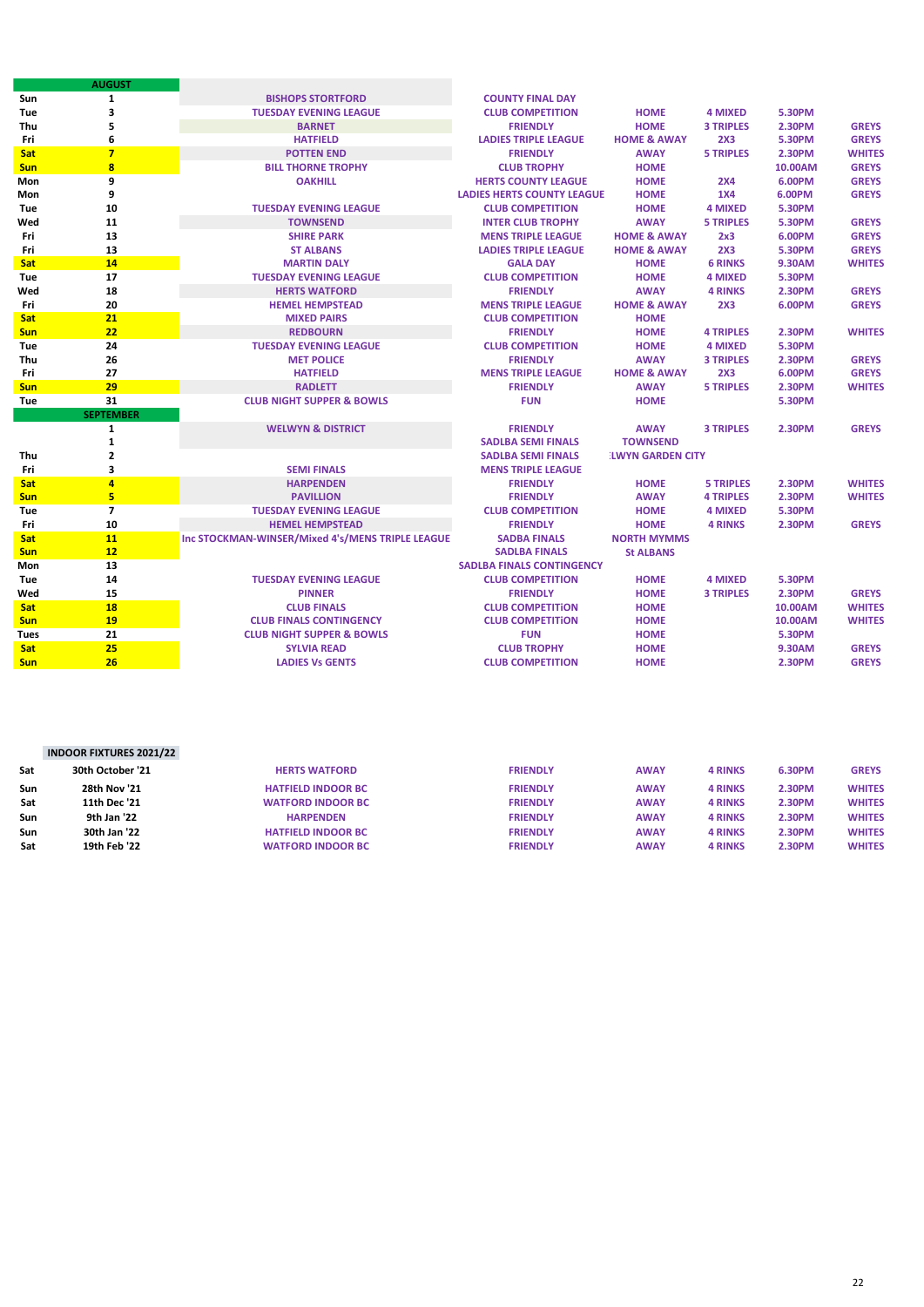| | | | | | | | |
|---|---|---|---|---|---|---|---|
| | **AUGUST** | | | | | | |
| Sun | 1 | BISHOPS STORTFORD | COUNTY FINAL DAY | | | | |
| Tue | 3 | TUESDAY EVENING LEAGUE | CLUB COMPETITION | HOME | 4 MIXED | 5.30PM | |
| Thu | 5 | BARNET | FRIENDLY | HOME | 3 TRIPLES | 2.30PM | GREYS |
| Fri | 6 | HATFIELD | LADIES TRIPLE LEAGUE | HOME & AWAY | 2X3 | 5.30PM | GREYS |
| Sat | 7 | POTTEN END | FRIENDLY | AWAY | 5 TRIPLES | 2.30PM | WHITES |
| Sun | 8 | BILL THORNE TROPHY | CLUB TROPHY | HOME | | 10.00AM | GREYS |
| Mon | 9 | OAKHILL | HERTS COUNTY LEAGUE | HOME | 2X4 | 6.00PM | GREYS |
| Mon | 9 | | LADIES HERTS COUNTY LEAGUE | HOME | 1X4 | 6.00PM | GREYS |
| Tue | 10 | TUESDAY EVENING LEAGUE | CLUB COMPETITION | HOME | 4 MIXED | 5.30PM | |
| Wed | 11 | TOWNSEND | INTER CLUB TROPHY | AWAY | 5 TRIPLES | 5.30PM | GREYS |
| Fri | 13 | SHIRE PARK | MENS TRIPLE LEAGUE | HOME & AWAY | 2x3 | 6.00PM | GREYS |
| Fri | 13 | ST ALBANS | LADIES TRIPLE LEAGUE | HOME & AWAY | 2X3 | 5.30PM | GREYS |
| Sat | 14 | MARTIN DALY | GALA DAY | HOME | 6 RINKS | 9.30AM | WHITES |
| Tue | 17 | TUESDAY EVENING LEAGUE | CLUB COMPETITION | HOME | 4 MIXED | 5.30PM | |
| Wed | 18 | HERTS WATFORD | FRIENDLY | AWAY | 4 RINKS | 2.30PM | GREYS |
| Fri | 20 | HEMEL HEMPSTEAD | MENS TRIPLE LEAGUE | HOME & AWAY | 2X3 | 6.00PM | GREYS |
| Sat | 21 | MIXED PAIRS | CLUB COMPETITION | HOME | | | |
| Sun | 22 | REDBOURN | FRIENDLY | HOME | 4 TRIPLES | 2.30PM | WHITES |
| Tue | 24 | TUESDAY EVENING LEAGUE | CLUB COMPETITION | HOME | 4 MIXED | 5.30PM | |
| Thu | 26 | MET POLICE | FRIENDLY | AWAY | 3 TRIPLES | 2.30PM | GREYS |
| Fri | 27 | HATFIELD | MENS TRIPLE LEAGUE | HOME & AWAY | 2X3 | 6.00PM | GREYS |
| Sun | 29 | RADLETT | FRIENDLY | AWAY | 5 TRIPLES | 2.30PM | WHITES |
| Tue | 31 | CLUB NIGHT SUPPER & BOWLS | FUN | HOME | | 5.30PM | |
| | **SEPTEMBER** | | | | | | |
| | 1 | WELWYN & DISTRICT | FRIENDLY | AWAY | 3 TRIPLES | 2.30PM | GREYS |
| | 1 | | SADLBA SEMI FINALS | TOWNSEND | | | |
| Thu | 2 | | SADLBA SEMI FINALS | :LWYN GARDEN CITY | | | |
| Fri | 3 | SEMI FINALS | MENS TRIPLE LEAGUE | | | | |
| Sat | 4 | HARPENDEN | FRIENDLY | HOME | 5 TRIPLES | 2.30PM | WHITES |
| Sun | 5 | PAVILLION | FRIENDLY | AWAY | 4 TRIPLES | 2.30PM | WHITES |
| Tue | 7 | TUESDAY EVENING LEAGUE | CLUB COMPETITION | HOME | 4 MIXED | 5.30PM | |
| Fri | 10 | HEMEL HEMPSTEAD | FRIENDLY | HOME | 4 RINKS | 2.30PM | GREYS |
| Sat | 11 | Inc STOCKMAN-WINSER/Mixed 4's/MENS TRIPLE LEAGUE | SADBA FINALS | NORTH MYMMS | | | |
| Sun | 12 | | SADLBA FINALS | St ALBANS | | | |
| Mon | 13 | | SADLBA FINALS CONTINGENCY | | | | |
| Tue | 14 | TUESDAY EVENING LEAGUE | CLUB COMPETITION | HOME | 4 MIXED | 5.30PM | |
| Wed | 15 | PINNER | FRIENDLY | HOME | 3 TRIPLES | 2.30PM | GREYS |
| Sat | 18 | CLUB FINALS | CLUB COMPETITION | HOME | | 10.00AM | WHITES |
| Sun | 19 | CLUB FINALS CONTINGENCY | CLUB COMPETITION | HOME | | 10.00AM | WHITES |
| Tues | 21 | CLUB NIGHT SUPPER & BOWLS | FUN | HOME | | 5.30PM | |
| Sat | 25 | SYLVIA READ | CLUB TROPHY | HOME | | 9.30AM | GREYS |
| Sun | 26 | LADIES Vs GENTS | CLUB COMPETITION | HOME | | 2.30PM | GREYS |

| | **INDOOR FIXTURES 2021/22** | | | | | | |
|---|---|---|---|---|---|---|---|
| Sat | 30th October '21 | HERTS WATFORD | FRIENDLY | AWAY | 4 RINKS | 6.30PM | GREYS |
| Sun | 28th Nov '21 | HATFIELD INDOOR BC | FRIENDLY | AWAY | 4 RINKS | 2.30PM | WHITES |
| Sat | 11th Dec '21 | WATFORD INDOOR BC | FRIENDLY | AWAY | 4 RINKS | 2.30PM | WHITES |
| Sun | 9th Jan '22 | HARPENDEN | FRIENDLY | AWAY | 4 RINKS | 2.30PM | WHITES |
| Sun | 30th Jan '22 | HATFIELD INDOOR BC | FRIENDLY | AWAY | 4 RINKS | 2.30PM | WHITES |
| Sat | 19th Feb '22 | WATFORD INDOOR BC | FRIENDLY | AWAY | 4 RINKS | 2.30PM | WHITES |